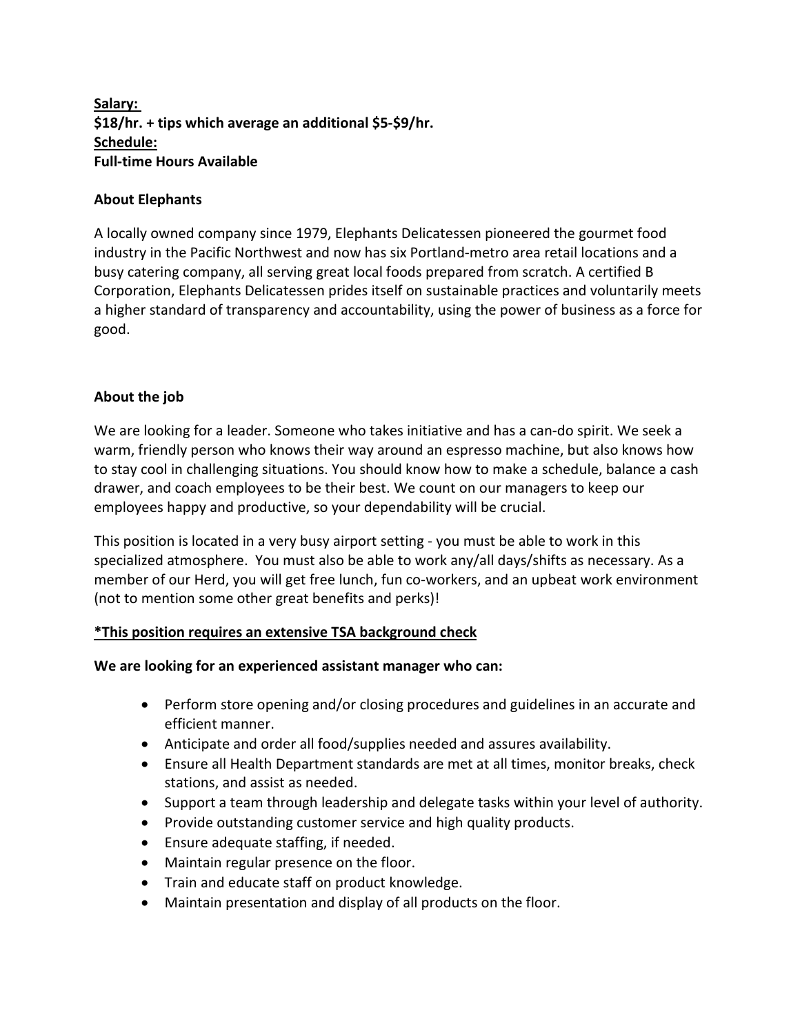**Salary:**
**$18/hr. + tips which average an additional $5-$9/hr.**
**Schedule:**
**Full-time Hours Available**

**About Elephants**

A locally owned company since 1979, Elephants Delicatessen pioneered the gourmet food industry in the Pacific Northwest and now has six Portland-metro area retail locations and a busy catering company, all serving great local foods prepared from scratch. A certified B Corporation, Elephants Delicatessen prides itself on sustainable practices and voluntarily meets a higher standard of transparency and accountability, using the power of business as a force for good.

**About the job**

We are looking for a leader. Someone who takes initiative and has a can-do spirit. We seek a warm, friendly person who knows their way around an espresso machine, but also knows how to stay cool in challenging situations. You should know how to make a schedule, balance a cash drawer, and coach employees to be their best. We count on our managers to keep our employees happy and productive, so your dependability will be crucial.

This position is located in a very busy airport setting - you must be able to work in this specialized atmosphere. You must also be able to work any/all days/shifts as necessary. As a member of our Herd, you will get free lunch, fun co-workers, and an upbeat work environment (not to mention some other great benefits and perks)!

***This position requires an extensive TSA background check**

**We are looking for an experienced assistant manager who can:**

- Perform store opening and/or closing procedures and guidelines in an accurate and efficient manner.
- Anticipate and order all food/supplies needed and assures availability.
- Ensure all Health Department standards are met at all times, monitor breaks, check stations, and assist as needed.
- Support a team through leadership and delegate tasks within your level of authority.
- Provide outstanding customer service and high quality products.
- Ensure adequate staffing, if needed.
- Maintain regular presence on the floor.
- Train and educate staff on product knowledge.
- Maintain presentation and display of all products on the floor.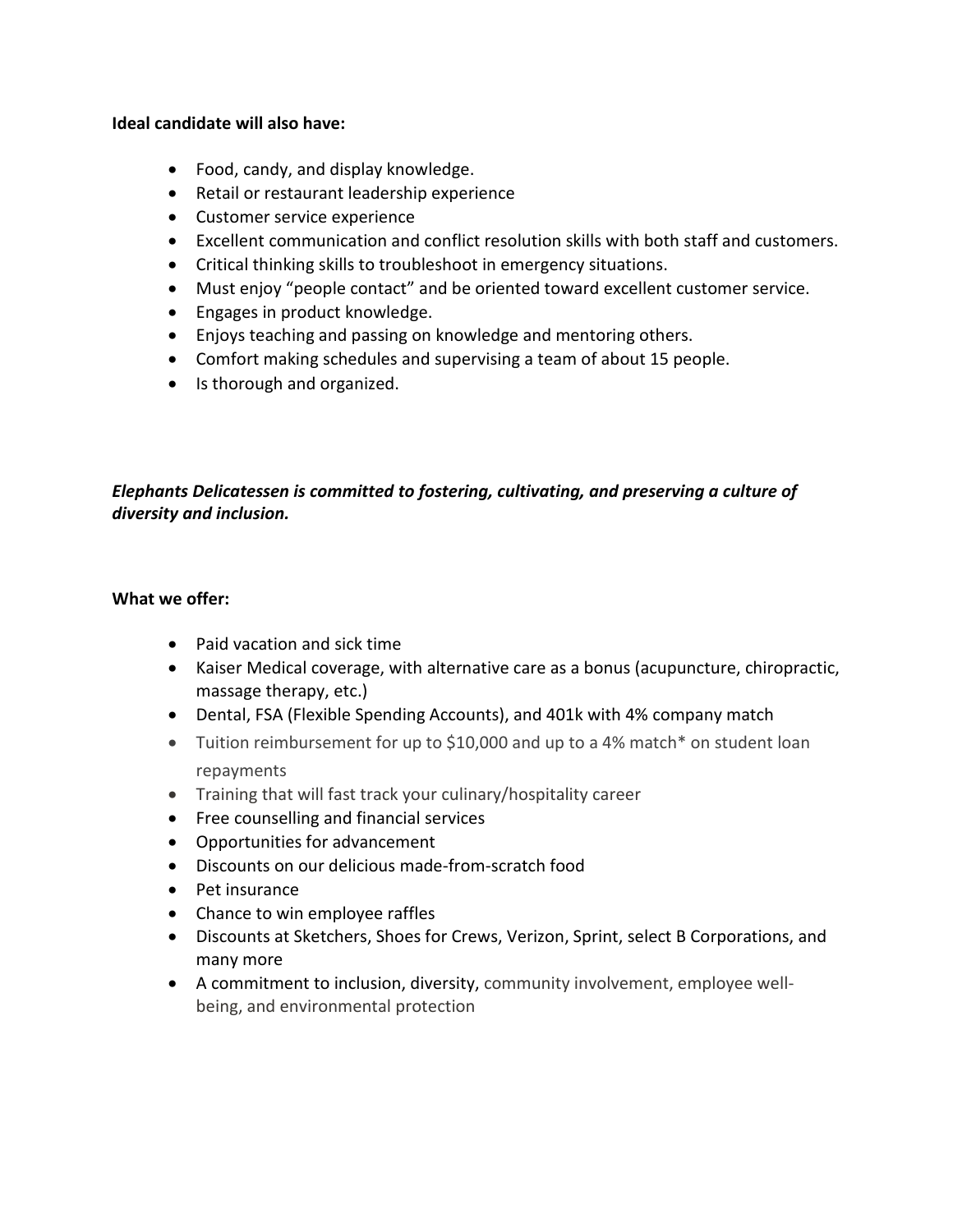**Ideal candidate will also have:**

- Food, candy, and display knowledge.
- Retail or restaurant leadership experience
- Customer service experience
- Excellent communication and conflict resolution skills with both staff and customers.
- Critical thinking skills to troubleshoot in emergency situations.
- Must enjoy "people contact" and be oriented toward excellent customer service.
- Engages in product knowledge.
- Enjoys teaching and passing on knowledge and mentoring others.
- Comfort making schedules and supervising a team of about 15 people.
- Is thorough and organized.

***Elephants Delicatessen is committed to fostering, cultivating, and preserving a culture of diversity and inclusion.***

**What we offer:**

- Paid vacation and sick time
- Kaiser Medical coverage, with alternative care as a bonus (acupuncture, chiropractic, massage therapy, etc.)
- Dental, FSA (Flexible Spending Accounts), and 401k with 4% company match
- Tuition reimbursement for up to $10,000 and up to a 4% match* on student loan repayments
- Training that will fast track your culinary/hospitality career
- Free counselling and financial services
- Opportunities for advancement
- Discounts on our delicious made-from-scratch food
- Pet insurance
- Chance to win employee raffles
- Discounts at Sketchers, Shoes for Crews, Verizon, Sprint, select B Corporations, and many more
- A commitment to inclusion, diversity, community involvement, employee well-being, and environmental protection